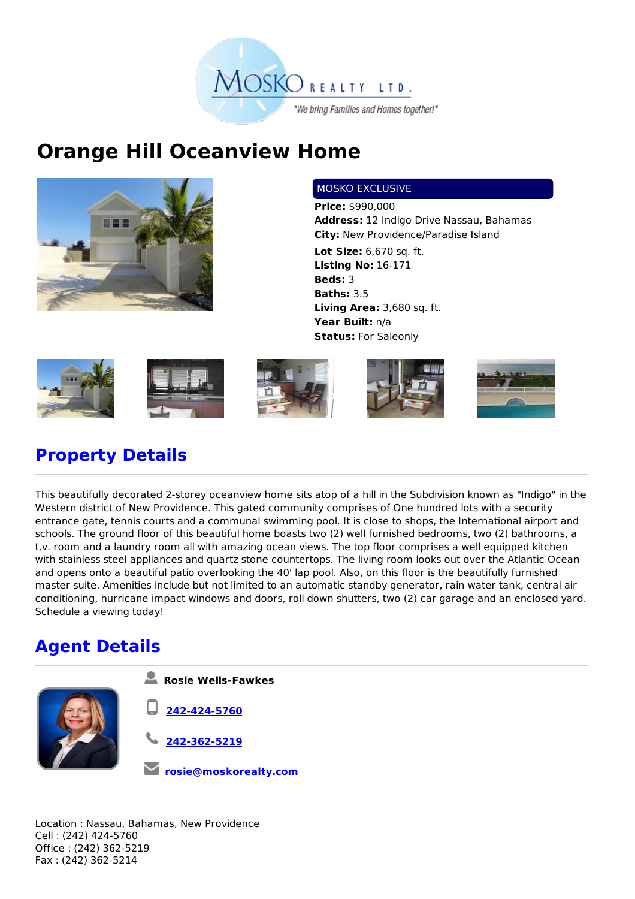MOSKO REALTY LTD.

"We bring Families and Homes together!"

# Orange Hill Oceanview Home

MOSKO EXCLUSIVE

**Price:** $990,000
**Address:** 12 Indigo Drive Nassau, Bahamas
**City:** New Providence/Paradise Island
**Lot Size:** 6,670 sq. ft.
**Listing No:** 16-171
**Beds:** 3
**Baths:** 3.5
**Living Area:** 3,680 sq. ft.
**Year Built:** n/a
**Status:** For Saleonly

## Property Details

This beautifully decorated 2-storey oceanview home sits atop of a hill in the Subdivision known as "Indigo" in the Western district of New Providence. This gated community comprises of One hundred lots with a security entrance gate, tennis courts and a communal swimming pool. It is close to shops, the International airport and schools. The ground floor of this beautiful home boasts two (2) well furnished bedrooms, two (2) bathrooms, a t.v. room and a laundry room all with amazing ocean views. The top floor comprises a well equipped kitchen with stainless steel appliances and quartz stone countertops. The living room looks out over the Atlantic Ocean and opens onto a beautiful patio overlooking the 40' lap pool. Also, on this floor is the beautifully furnished master suite. Amenities include but not limited to an automatic standby generator, rain water tank, central air conditioning, hurricane impact windows and doors, roll down shutters, two (2) car garage and an enclosed yard. Schedule a viewing today!

## Agent Details

**Rosie Wells-Fawkes**

242-424-5760

242-362-5219

rosie@moskorealty.com

Location : Nassau, Bahamas, New Providence
Cell : (242) 424-5760
Office : (242) 362-5219
Fax : (242) 362-5214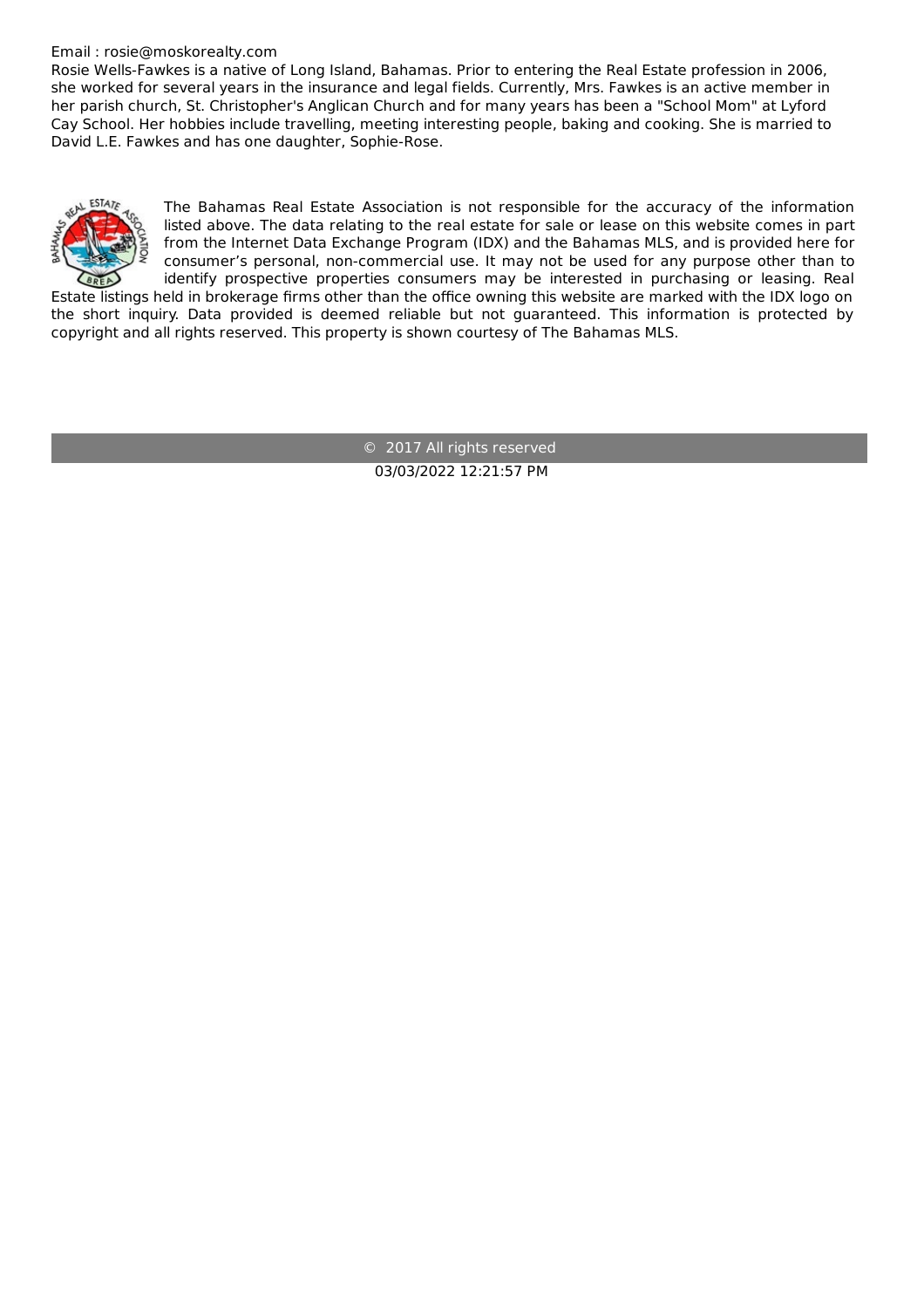Email : rosie@moskorealty.com

Rosie Wells-Fawkes is a native of Long Island, Bahamas. Prior to entering the Real Estate profession in 2006, she worked for several years in the insurance and legal fields. Currently, Mrs. Fawkes is an active member in her parish church, St. Christopher's Anglican Church and for many years has been a "School Mom" at Lyford Cay School. Her hobbies include travelling, meeting interesting people, baking and cooking. She is married to David L.E. Fawkes and has one daughter, Sophie-Rose.

The Bahamas Real Estate Association is not responsible for the accuracy of the information listed above. The data relating to the real estate for sale or lease on this website comes in part from the Internet Data Exchange Program (IDX) and the Bahamas MLS, and is provided here for consumer's personal, non-commercial use. It may not be used for any purpose other than to identify prospective properties consumers may be interested in purchasing or leasing. Real Estate listings held in brokerage firms other than the office owning this website are marked with the IDX logo on the short inquiry. Data provided is deemed reliable but not guaranteed. This information is protected by copyright and all rights reserved. This property is shown courtesy of The Bahamas MLS.

© 2017 All rights reserved

03/03/2022 12:21:57 PM